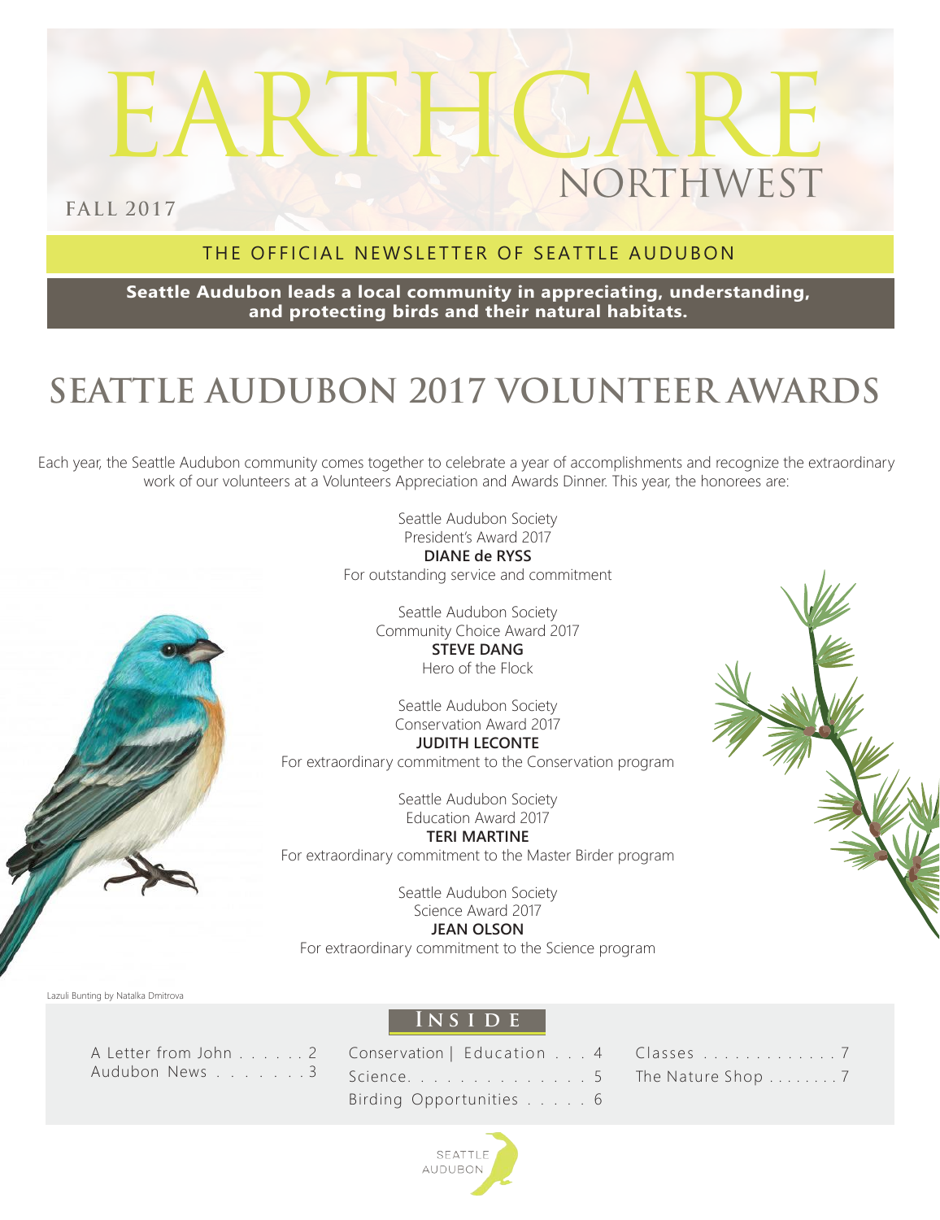# EARTHCARE NORTHWEST

FALL 2017

THE OFFICIAL NEWSLETTER OF SEATTLE AUDUBON

**Seattle Audubon leads a local community in appreciating, understanding, and protecting birds and their natural habitats.**

## SEATTLE AUDUBON 2017 VOLUNTEER AWARDS

Each year, the Seattle Audubon community comes together to celebrate a year of accomplishments and recognize the extraordinary work of our volunteers at a Volunteers Appreciation and Awards Dinner. This year, the honorees are:

Seattle Audubon Society
President's Award 2017
**DIANE de RYSS**
For outstanding service and commitment

Seattle Audubon Society
Community Choice Award 2017
**STEVE DANG**
Hero of the Flock

Seattle Audubon Society
Conservation Award 2017
**JUDITH LECONTE**
For extraordinary commitment to the Conservation program

Seattle Audubon Society
Education Award 2017
**TERI MARTINE**
For extraordinary commitment to the Master Birder program

Seattle Audubon Society
Science Award 2017
**JEAN OLSON**
For extraordinary commitment to the Science program

Lazuli Bunting by Natalka Dmitrova

### INSIDE

- A Letter from John . . . . . . 2
- Audubon News . . . . . . . 3
- Conservation | Education . . . 4
- Science. . . . . . . . . . . . . . 5
- Birding Opportunities . . . . . 6
- Classes . . . . . . . . . . . . . 7
- The Nature Shop . . . . . . . . 7

SEATTLE AUDUBON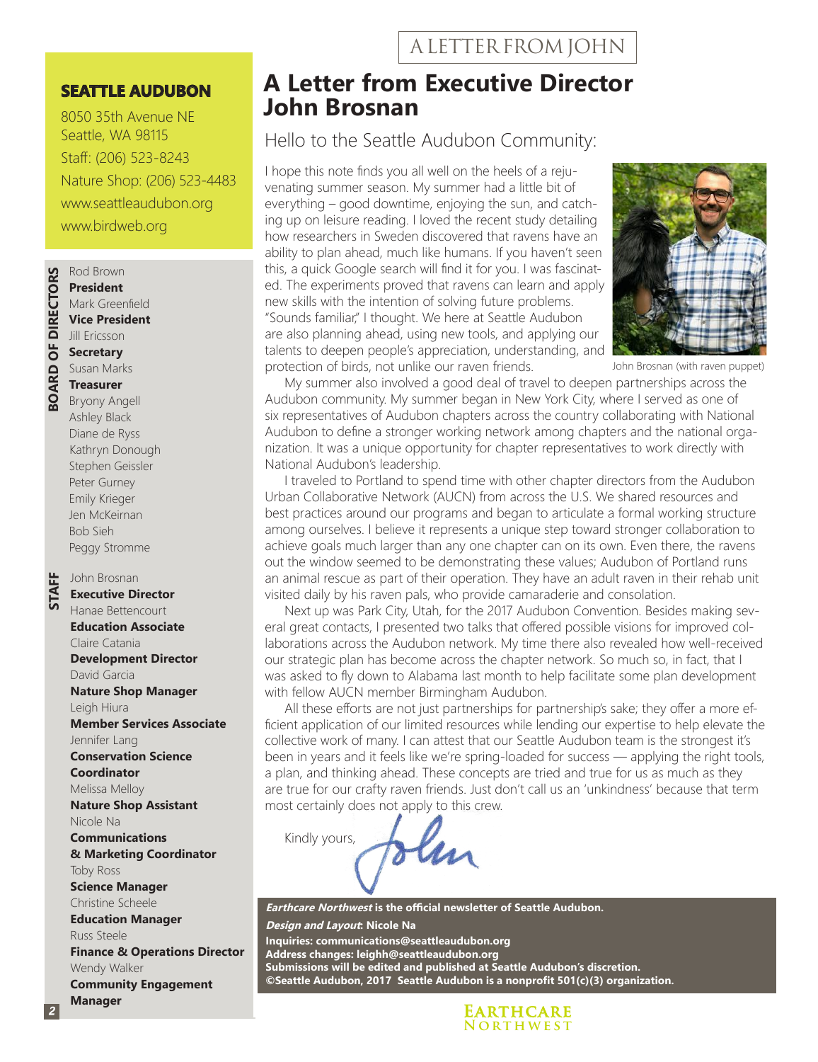## SEATTLE AUDUBON

8050 35th Avenue NE
Seattle, WA 98115
Staff: (206) 523-8243
Nature Shop: (206) 523-4483
www.seattleaudubon.org
www.birdweb.org

**BOARD OF DIRECTORS**

Rod Brown
**President**
Mark Greenfield
**Vice President**
Jill Ericsson
**Secretary**
Susan Marks
**Treasurer**
Bryony Angell
Ashley Black
Diane de Ryss
Kathryn Donough
Stephen Geissler
Peter Gurney
Emily Krieger
Jen McKeirnan
Bob Sieh
Peggy Stromme

**STAFF**

John Brosnan
**Executive Director**
Hanae Bettencourt
**Education Associate**
Claire Catania
**Development Director**
David Garcia
**Nature Shop Manager**
Leigh Hiura
**Member Services Associate**
Jennifer Lang
**Conservation Science Coordinator**
Melissa Melloy
**Nature Shop Assistant**
Nicole Na
**Communications & Marketing Coordinator**
Toby Ross
**Science Manager**
Christine Scheele
**Education Manager**
Russ Steele
**Finance & Operations Director**
Wendy Walker
**Community Engagement Manager**

A LETTER FROM JOHN

# A Letter from Executive Director John Brosnan

Hello to the Seattle Audubon Community:

I hope this note finds you all well on the heels of a rejuvenating summer season. My summer had a little bit of everything – good downtime, enjoying the sun, and catching up on leisure reading. I loved the recent study detailing how researchers in Sweden discovered that ravens have an ability to plan ahead, much like humans. If you haven't seen this, a quick Google search will find it for you. I was fascinated. The experiments proved that ravens can learn and apply new skills with the intention of solving future problems. "Sounds familiar," I thought. We here at Seattle Audubon are also planning ahead, using new tools, and applying our talents to deepen people's appreciation, understanding, and protection of birds, not unlike our raven friends.

John Brosnan (with raven puppet)

My summer also involved a good deal of travel to deepen partnerships across the Audubon community. My summer began in New York City, where I served as one of six representatives of Audubon chapters across the country collaborating with National Audubon to define a stronger working network among chapters and the national organization. It was a unique opportunity for chapter representatives to work directly with National Audubon's leadership.

I traveled to Portland to spend time with other chapter directors from the Audubon Urban Collaborative Network (AUCN) from across the U.S. We shared resources and best practices around our programs and began to articulate a formal working structure among ourselves. I believe it represents a unique step toward stronger collaboration to achieve goals much larger than any one chapter can on its own. Even there, the ravens out the window seemed to be demonstrating these values; Audubon of Portland runs an animal rescue as part of their operation. They have an adult raven in their rehab unit visited daily by his raven pals, who provide camaraderie and consolation.

Next up was Park City, Utah, for the 2017 Audubon Convention. Besides making several great contacts, I presented two talks that offered possible visions for improved collaborations across the Audubon network. My time there also revealed how well-received our strategic plan has become across the chapter network. So much so, in fact, that I was asked to fly down to Alabama last month to help facilitate some plan development with fellow AUCN member Birmingham Audubon.

All these efforts are not just partnerships for partnership's sake; they offer a more efficient application of our limited resources while lending our expertise to help elevate the collective work of many. I can attest that our Seattle Audubon team is the strongest it's been in years and it feels like we're spring-loaded for success — applying the right tools, a plan, and thinking ahead. These concepts are tried and true for us as much as they are true for our crafty raven friends. Just don't call us an 'unkindness' because that term most certainly does not apply to this crew.

Kindly yours,

John

***Earthcare Northwest*** **is the official newsletter of Seattle Audubon.**
***Design and Layout*****: Nicole Na**
**Inquiries: communications@seattleaudubon.org**
**Address changes: leighh@seattleaudubon.org**
**Submissions will be edited and published at Seattle Audubon's discretion.**
**©Seattle Audubon, 2017 Seattle Audubon is a nonprofit 501(c)(3) organization.**

EARTHCARE NORTHWEST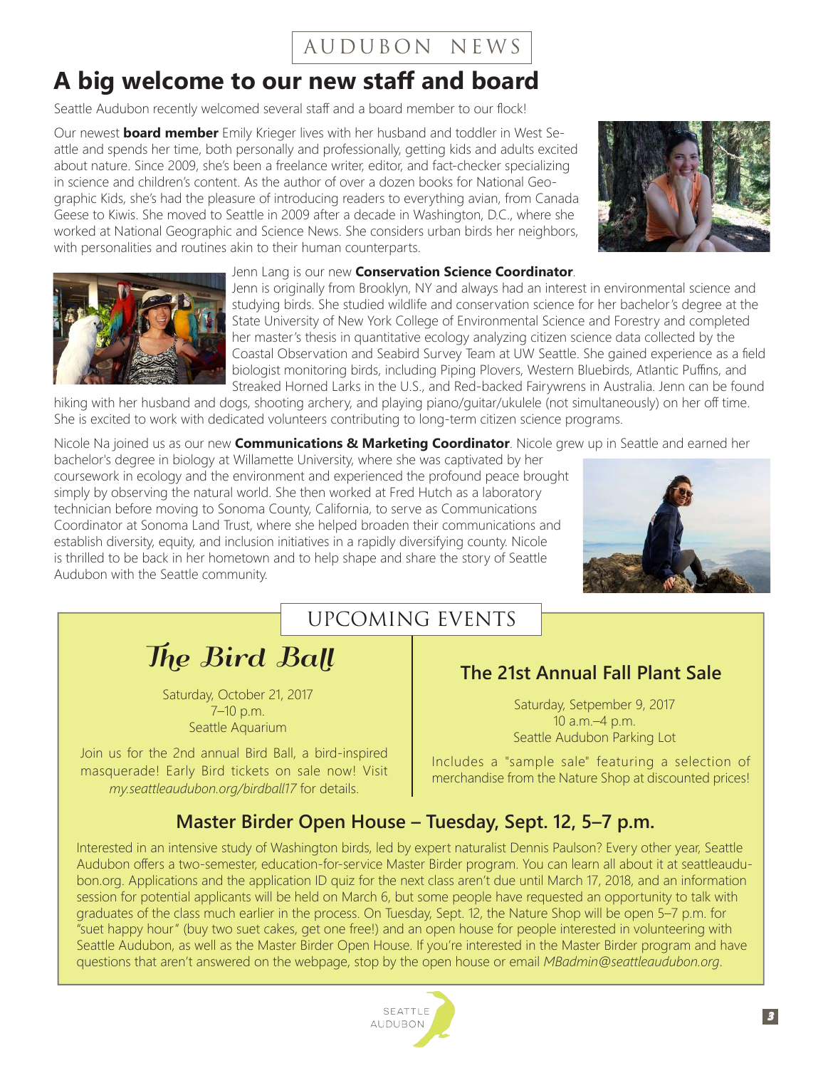AUDUBON NEWS

# A big welcome to our new staff and board

Seattle Audubon recently welcomed several staff and a board member to our flock!

Our newest **board member** Emily Krieger lives with her husband and toddler in West Seattle and spends her time, both personally and professionally, getting kids and adults excited about nature. Since 2009, she's been a freelance writer, editor, and fact-checker specializing in science and children's content. As the author of over a dozen books for National Geographic Kids, she's had the pleasure of introducing readers to everything avian, from Canada Geese to Kiwis. She moved to Seattle in 2009 after a decade in Washington, D.C., where she worked at National Geographic and Science News. She considers urban birds her neighbors, with personalities and routines akin to their human counterparts.

Jenn Lang is our new **Conservation Science Coordinator**. Jenn is originally from Brooklyn, NY and always had an interest in environmental science and studying birds. She studied wildlife and conservation science for her bachelor's degree at the State University of New York College of Environmental Science and Forestry and completed her master's thesis in quantitative ecology analyzing citizen science data collected by the Coastal Observation and Seabird Survey Team at UW Seattle. She gained experience as a field biologist monitoring birds, including Piping Plovers, Western Bluebirds, Atlantic Puffins, and Streaked Horned Larks in the U.S., and Red-backed Fairywrens in Australia. Jenn can be found hiking with her husband and dogs, shooting archery, and playing piano/guitar/ukulele (not simultaneously) on her off time. She is excited to work with dedicated volunteers contributing to long-term citizen science programs.

Nicole Na joined us as our new **Communications & Marketing Coordinator**. Nicole grew up in Seattle and earned her bachelor's degree in biology at Willamette University, where she was captivated by her coursework in ecology and the environment and experienced the profound peace brought simply by observing the natural world. She then worked at Fred Hutch as a laboratory technician before moving to Sonoma County, California, to serve as Communications Coordinator at Sonoma Land Trust, where she helped broaden their communications and establish diversity, equity, and inclusion initiatives in a rapidly diversifying county. Nicole is thrilled to be back in her hometown and to help shape and share the story of Seattle Audubon with the Seattle community.

## UPCOMING EVENTS

### The Bird Ball

Saturday, October 21, 2017
7–10 p.m.
Seattle Aquarium

Join us for the 2nd annual Bird Ball, a bird-inspired masquerade! Early Bird tickets on sale now! Visit *my.seattleaudubon.org/birdball17* for details.

### The 21st Annual Fall Plant Sale

Saturday, Setpember 9, 2017
10 a.m.–4 p.m.
Seattle Audubon Parking Lot

Includes a "sample sale" featuring a selection of merchandise from the Nature Shop at discounted prices!

### Master Birder Open House – Tuesday, Sept. 12, 5–7 p.m.

Interested in an intensive study of Washington birds, led by expert naturalist Dennis Paulson? Every other year, Seattle Audubon offers a two-semester, education-for-service Master Birder program. You can learn all about it at seattleaudubon.org. Applications and the application ID quiz for the next class aren't due until March 17, 2018, and an information session for potential applicants will be held on March 6, but some people have requested an opportunity to talk with graduates of the class much earlier in the process. On Tuesday, Sept. 12, the Nature Shop will be open 5–7 p.m. for "suet happy hour" (buy two suet cakes, get one free!) and an open house for people interested in volunteering with Seattle Audubon, as well as the Master Birder Open House. If you're interested in the Master Birder program and have questions that aren't answered on the webpage, stop by the open house or email *MBadmin@seattleaudubon.org*.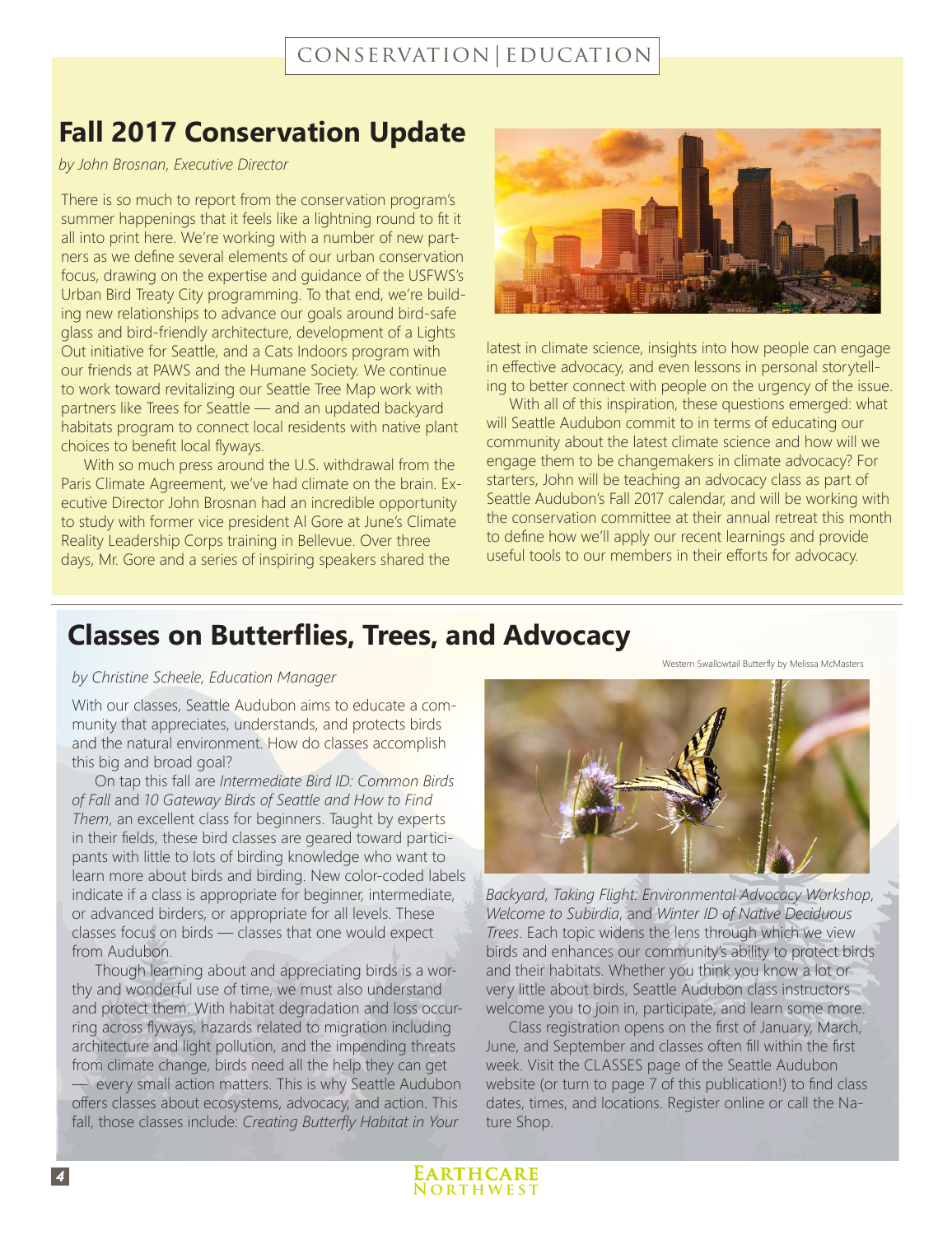CONSERVATION | EDUCATION

## Fall 2017 Conservation Update

*by John Brosnan, Executive Director*

There is so much to report from the conservation program's summer happenings that it feels like a lightning round to fit it all into print here. We're working with a number of new partners as we define several elements of our urban conservation focus, drawing on the expertise and guidance of the USFWS's Urban Bird Treaty City programming. To that end, we're building new relationships to advance our goals around bird-safe glass and bird-friendly architecture, development of a Lights Out initiative for Seattle, and a Cats Indoors program with our friends at PAWS and the Humane Society. We continue to work toward revitalizing our Seattle Tree Map work with partners like Trees for Seattle — and an updated backyard habitats program to connect local residents with native plant choices to benefit local flyways.

With so much press around the U.S. withdrawal from the Paris Climate Agreement, we've had climate on the brain. Executive Director John Brosnan had an incredible opportunity to study with former vice president Al Gore at June's Climate Reality Leadership Corps training in Bellevue. Over three days, Mr. Gore and a series of inspiring speakers shared the latest in climate science, insights into how people can engage in effective advocacy, and even lessons in personal storytelling to better connect with people on the urgency of the issue.

With all of this inspiration, these questions emerged: what will Seattle Audubon commit to in terms of educating our community about the latest climate science and how will we engage them to be changemakers in climate advocacy? For starters, John will be teaching an advocacy class as part of Seattle Audubon's Fall 2017 calendar, and will be working with the conservation committee at their annual retreat this month to define how we'll apply our recent learnings and provide useful tools to our members in their efforts for advocacy.

## Classes on Butterflies, Trees, and Advocacy

*by Christine Scheele, Education Manager*

With our classes, Seattle Audubon aims to educate a community that appreciates, understands, and protects birds and the natural environment. How do classes accomplish this big and broad goal?

On tap this fall are *Intermediate Bird ID: Common Birds of Fall* and *10 Gateway Birds of Seattle and How to Find Them*, an excellent class for beginners. Taught by experts in their fields, these bird classes are geared toward participants with little to lots of birding knowledge who want to learn more about birds and birding. New color-coded labels indicate if a class is appropriate for beginner, intermediate, or advanced birders, or appropriate for all levels. These classes focus on birds — classes that one would expect from Audubon.

Though learning about and appreciating birds is a worthy and wonderful use of time, we must also understand and protect them. With habitat degradation and loss occurring across flyways, hazards related to migration including architecture and light pollution, and the impending threats from climate change, birds need all the help they can get — every small action matters. This is why Seattle Audubon offers classes about ecosystems, advocacy, and action. This fall, those classes include: *Creating Butterfly Habitat in Your Backyard*, *Taking Flight: Environmental Advocacy Workshop*, *Welcome to Subirdia*, and *Winter ID of Native Deciduous Trees*. Each topic widens the lens through which we view birds and enhances our community's ability to protect birds and their habitats. Whether you think you know a lot or very little about birds, Seattle Audubon class instructors welcome you to join in, participate, and learn some more.

Western Swallowtail Butterfly by Melissa McMasters

Class registration opens on the first of January, March, June, and September and classes often fill within the first week. Visit the CLASSES page of the Seattle Audubon website (or turn to page 7 of this publication!) to find class dates, times, and locations. Register online or call the Nature Shop.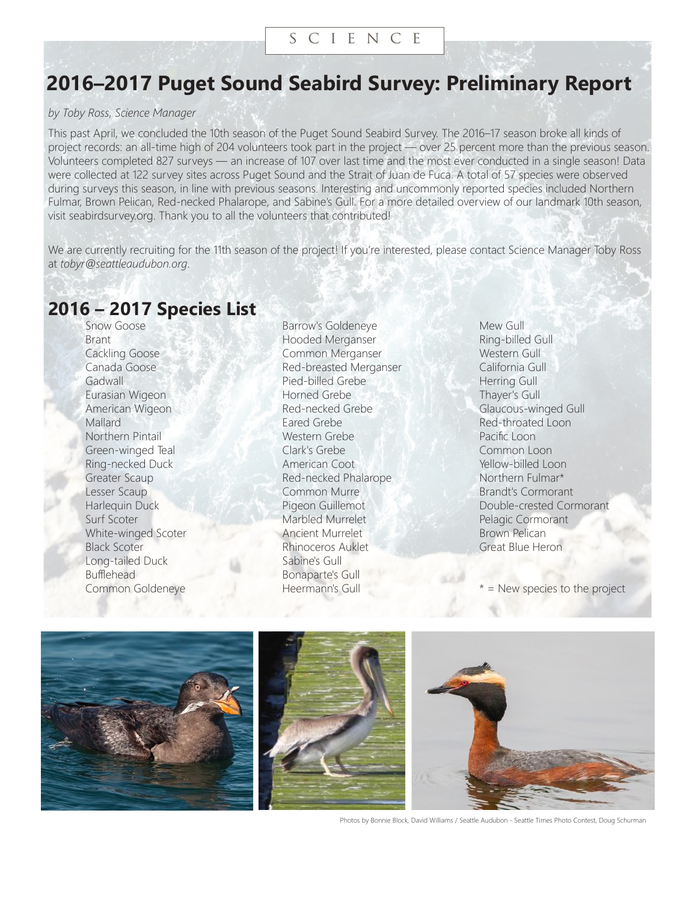SCIENCE

# 2016–2017 Puget Sound Seabird Survey: Preliminary Report

*by Toby Ross, Science Manager*

This past April, we concluded the 10th season of the Puget Sound Seabird Survey. The 2016–17 season broke all kinds of project records: an all-time high of 204 volunteers took part in the project — over 25 percent more than the previous season. Volunteers completed 827 surveys — an increase of 107 over last time and the most ever conducted in a single season! Data were collected at 122 survey sites across Puget Sound and the Strait of Juan de Fuca. A total of 57 species were observed during surveys this season, in line with previous seasons. Interesting and uncommonly reported species included Northern Fulmar, Brown Pelican, Red-necked Phalarope, and Sabine's Gull. For a more detailed overview of our landmark 10th season, visit seabirdsurvey.org. Thank you to all the volunteers that contributed!

We are currently recruiting for the 11th season of the project! If you're interested, please contact Science Manager Toby Ross at *tobyr@seattleaudubon.org*.

## 2016 – 2017 Species List

- Snow Goose
- Brant
- Cackling Goose
- Canada Goose
- Gadwall
- Eurasian Wigeon
- American Wigeon
- Mallard
- Northern Pintail
- Green-winged Teal
- Ring-necked Duck
- Greater Scaup
- Lesser Scaup
- Harlequin Duck
- Surf Scoter
- White-winged Scoter
- Black Scoter
- Long-tailed Duck
- Bufflehead
- Common Goldeneye
- Barrow's Goldeneye
- Hooded Merganser
- Common Merganser
- Red-breasted Merganser
- Pied-billed Grebe
- Horned Grebe
- Red-necked Grebe
- Eared Grebe
- Western Grebe
- Clark's Grebe
- American Coot
- Red-necked Phalarope
- Common Murre
- Pigeon Guillemot
- Marbled Murrelet
- Ancient Murrelet
- Rhinoceros Auklet
- Sabine's Gull
- Bonaparte's Gull
- Heermann's Gull
- Mew Gull
- Ring-billed Gull
- Western Gull
- California Gull
- Herring Gull
- Thayer's Gull
- Glaucous-winged Gull
- Red-throated Loon
- Pacific Loon
- Common Loon
- Yellow-billed Loon
- Northern Fulmar*
- Brandt's Cormorant
- Double-crested Cormorant
- Pelagic Cormorant
- Brown Pelican
- Great Blue Heron

* = New species to the project

Photos by Bonnie Block, David Williams / Seattle Audubon - Seattle Times Photo Contest, Doug Schurman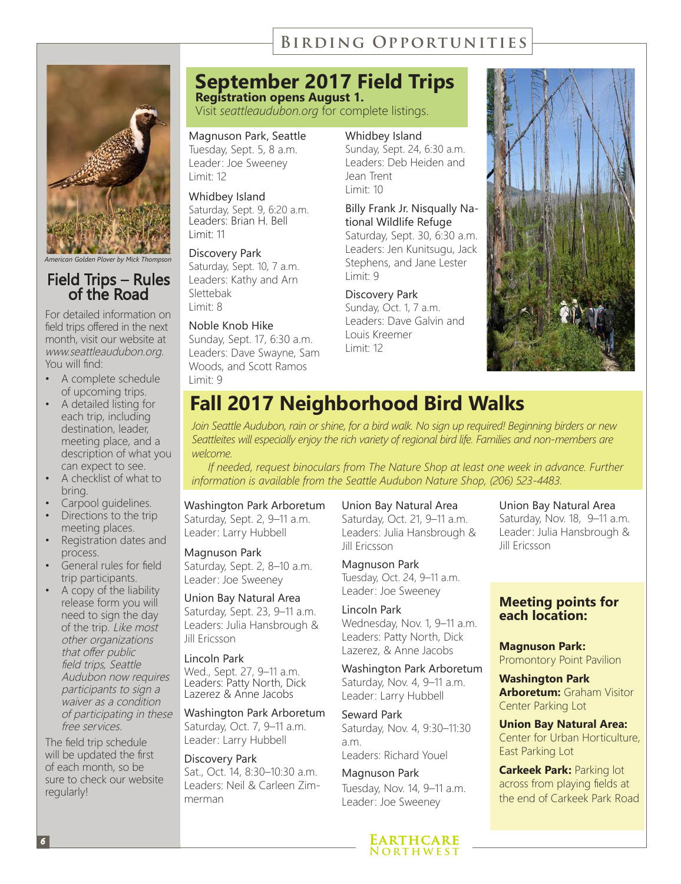American Golden Plover by Mick Thompson

## Field Trips – Rules of the Road

For detailed information on field trips offered in the next month, visit our website at *www.seattleaudubon.org*. You will find:

- A complete schedule of upcoming trips.
- A detailed listing for each trip, including destination, leader, meeting place, and a description of what you can expect to see.
- A checklist of what to bring.
- Carpool guidelines.
- Directions to the trip meeting places.
- Registration dates and process.
- General rules for field trip participants.
- A copy of the liability release form you will need to sign the day of the trip. *Like most other organizations that offer public field trips, Seattle Audubon now requires participants to sign a waiver as a condition of participating in these free services.*

The field trip schedule will be updated the first of each month, so be sure to check our website regularly!

# September 2017 Field Trips

**Registration opens August 1.**
Visit *seattleaudubon.org* for complete listings.

Magnuson Park, Seattle
Tuesday, Sept. 5, 8 a.m.
Leader: Joe Sweeney
Limit: 12

Whidbey Island
Saturday, Sept. 9, 6:20 a.m.
Leaders: Brian H. Bell
Limit: 11

Discovery Park
Saturday, Sept. 10, 7 a.m.
Leaders: Kathy and Arn Slettebak
Limit: 8

Noble Knob Hike
Sunday, Sept. 17, 6:30 a.m.
Leaders: Dave Swayne, Sam Woods, and Scott Ramos
Limit: 9

Whidbey Island
Sunday, Sept. 24, 6:30 a.m.
Leaders: Deb Heiden and Jean Trent
Limit: 10

Billy Frank Jr. Nisqually National Wildlife Refuge
Saturday, Sept. 30, 6:30 a.m.
Leaders: Jen Kunitsugu, Jack Stephens, and Jane Lester
Limit: 9

Discovery Park
Sunday, Oct. 1, 7 a.m.
Leaders: Dave Galvin and Louis Kreemer
Limit: 12

# Fall 2017 Neighborhood Bird Walks

*Join Seattle Audubon, rain or shine, for a bird walk. No sign up required! Beginning birders or new Seattleites will especially enjoy the rich variety of regional bird life. Families and non-members are welcome.*

*If needed, request binoculars from The Nature Shop at least one week in advance. Further information is available from the Seattle Audubon Nature Shop, (206) 523-4483.*

Washington Park Arboretum
Saturday, Sept. 2, 9–11 a.m.
Leader: Larry Hubbell

Magnuson Park
Saturday, Sept. 2, 8–10 a.m.
Leader: Joe Sweeney

Union Bay Natural Area
Saturday, Sept. 23, 9–11 a.m.
Leaders: Julia Hansbrough & Jill Ericsson

Lincoln Park
Wed., Sept. 27, 9–11 a.m.
Leaders: Patty North, Dick Lazerez & Anne Jacobs

Washington Park Arboretum
Saturday, Oct. 7, 9–11 a.m.
Leader: Larry Hubbell

Discovery Park
Sat., Oct. 14, 8:30–10:30 a.m.
Leaders: Neil & Carleen Zimmerman

Union Bay Natural Area
Saturday, Oct. 21, 9–11 a.m.
Leaders: Julia Hansbrough & Jill Ericsson

Magnuson Park
Tuesday, Oct. 24, 9–11 a.m.
Leader: Joe Sweeney

Lincoln Park
Wednesday, Nov. 1, 9–11 a.m.
Leaders: Patty North, Dick Lazerez, & Anne Jacobs

Washington Park Arboretum
Saturday, Nov. 4, 9–11 a.m.
Leader: Larry Hubbell

Seward Park
Saturday, Nov. 4, 9:30–11:30 a.m.
Leaders: Richard Youel

Magnuson Park
Tuesday, Nov. 14, 9–11 a.m.
Leader: Joe Sweeney

Union Bay Natural Area
Saturday, Nov. 18, 9–11 a.m.
Leader: Julia Hansbrough & Jill Ericsson

### Meeting points for each location:

**Magnuson Park:** Promontory Point Pavilion

**Washington Park Arboretum:** Graham Visitor Center Parking Lot

**Union Bay Natural Area:** Center for Urban Horticulture, East Parking Lot

**Carkeek Park:** Parking lot across from playing fields at the end of Carkeek Park Road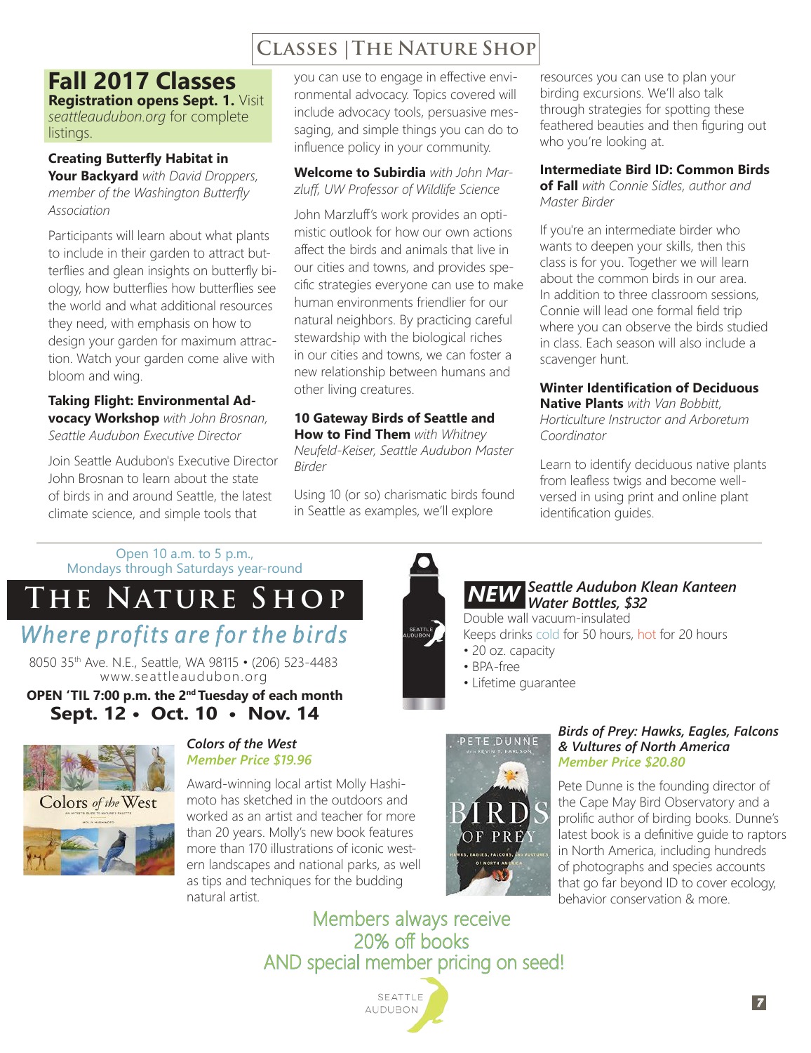# Classes | The Nature Shop

## Fall 2017 Classes

**Registration opens Sept. 1.** Visit *seattleaudubon.org* for complete listings.

**Creating Butterfly Habitat in Your Backyard** *with David Droppers, member of the Washington Butterfly Association*

Participants will learn about what plants to include in their garden to attract butterflies and glean insights on butterfly biology, how butterflies how butterflies see the world and what additional resources they need, with emphasis on how to design your garden for maximum attraction. Watch your garden come alive with bloom and wing.

**Taking Flight: Environmental Advocacy Workshop** *with John Brosnan, Seattle Audubon Executive Director*

Join Seattle Audubon's Executive Director John Brosnan to learn about the state of birds in and around Seattle, the latest climate science, and simple tools that you can use to engage in effective environmental advocacy. Topics covered will include advocacy tools, persuasive messaging, and simple things you can do to influence policy in your community.

**Welcome to Subirdia** *with John Marzluff, UW Professor of Wildlife Science*

John Marzluff's work provides an optimistic outlook for how our own actions affect the birds and animals that live in our cities and towns, and provides specific strategies everyone can use to make human environments friendlier for our natural neighbors. By practicing careful stewardship with the biological riches in our cities and towns, we can foster a new relationship between humans and other living creatures.

**10 Gateway Birds of Seattle and How to Find Them** *with Whitney Neufeld-Keiser, Seattle Audubon Master Birder*

Using 10 (or so) charismatic birds found in Seattle as examples, we'll explore resources you can use to plan your birding excursions. We'll also talk through strategies for spotting these feathered beauties and then figuring out who you're looking at.

**Intermediate Bird ID: Common Birds of Fall** *with Connie Sidles, author and Master Birder*

If you're an intermediate birder who wants to deepen your skills, then this class is for you. Together we will learn about the common birds in our area. In addition to three classroom sessions, Connie will lead one formal field trip where you can observe the birds studied in class. Each season will also include a scavenger hunt.

**Winter Identification of Deciduous Native Plants** *with Van Bobbitt, Horticulture Instructor and Arboretum Coordinator*

Learn to identify deciduous native plants from leafless twigs and become well-versed in using print and online plant identification guides.

---

Open 10 a.m. to 5 p.m.,
Mondays through Saturdays year-round

# The Nature Shop

*Where profits are for the birds*

8050 35th Ave. N.E., Seattle, WA 98115 • (206) 523-4483
www.seattleaudubon.org

**OPEN 'TIL 7:00 p.m. the 2nd Tuesday of each month**
**Sept. 12 • Oct. 10 • Nov. 14**

***NEW* Seattle Audubon Klean Kanteen Water Bottles, $32**

Double wall vacuum-insulated
Keeps drinks cold for 50 hours, hot for 20 hours

- 20 oz. capacity
- BPA-free
- Lifetime guarantee

***Colors of the West***
*Member Price $19.96*

Award-winning local artist Molly Hashimoto has sketched in the outdoors and worked as an artist and teacher for more than 20 years. Molly's new book features more than 170 illustrations of iconic western landscapes and national parks, as well as tips and techniques for the budding natural artist.

***Birds of Prey: Hawks, Eagles, Falcons & Vultures of North America***
*Member Price $20.80*

Pete Dunne is the founding director of the Cape May Bird Observatory and a prolific author of birding books. Dunne's latest book is a definitive guide to raptors in North America, including hundreds of photographs and species accounts that go far beyond ID to cover ecology, behavior conservation & more.

Members always receive
20% off books
AND special member pricing on seed!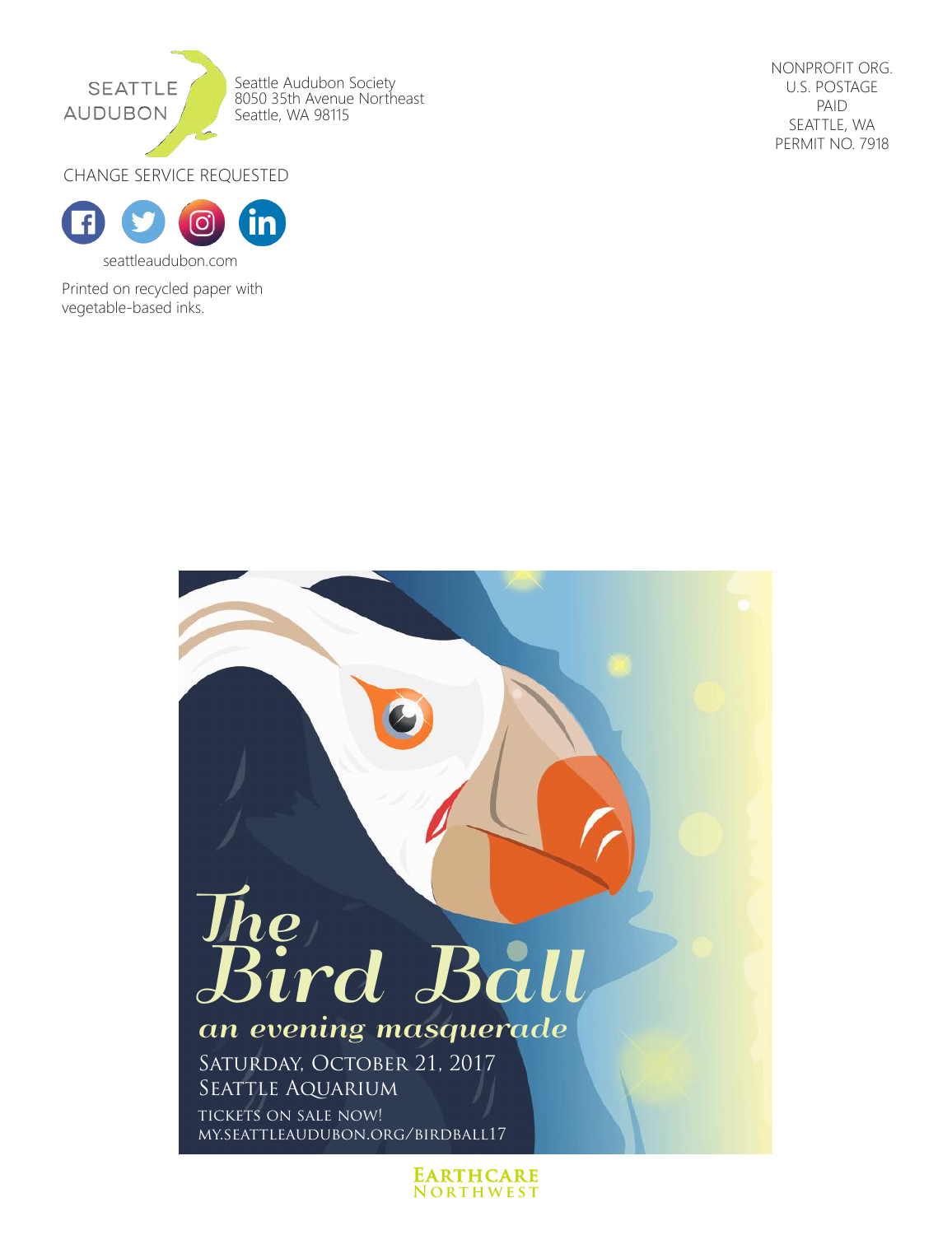SEATTLE AUDUBON

Seattle Audubon Society
8050 35th Avenue Northeast
Seattle, WA 98115

NONPROFIT ORG.
U.S. POSTAGE
PAID
SEATTLE, WA
PERMIT NO. 7918

CHANGE SERVICE REQUESTED

seattleaudubon.com

Printed on recycled paper with vegetable-based inks.

# The Bird Ball

*an evening masquerade*

SATURDAY, OCTOBER 21, 2017
SEATTLE AQUARIUM

TICKETS ON SALE NOW!
MY.SEATTLEAUDUBON.ORG/BIRDBALL17

EARTHCARE NORTHWEST